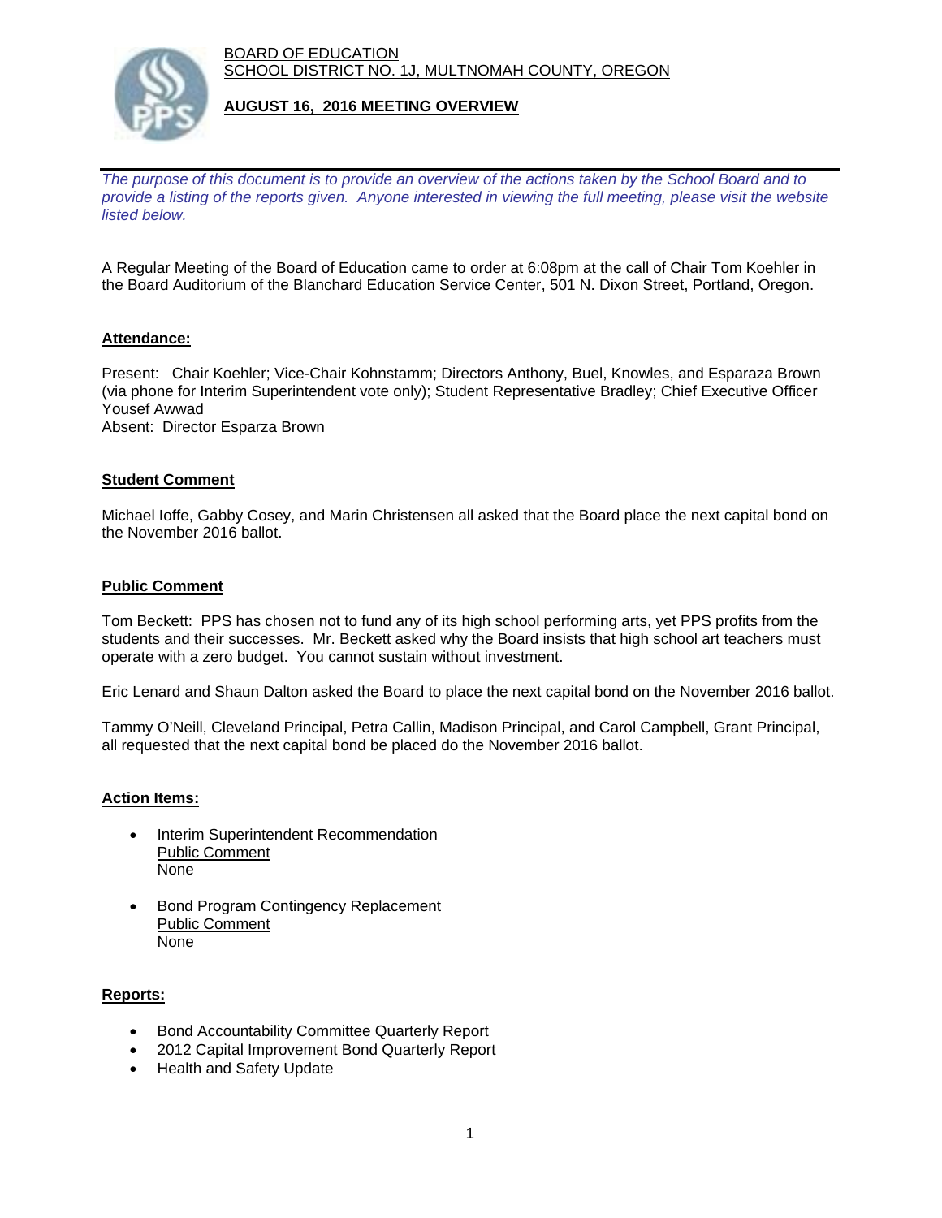BOARD OF EDUCATION
SCHOOL DISTRICT NO. 1J, MULTNOMAH COUNTY, OREGON

# AUGUST 16, 2016 MEETING OVERVIEW

*The purpose of this document is to provide an overview of the actions taken by the School Board and to provide a listing of the reports given. Anyone interested in viewing the full meeting, please visit the website listed below.*

A Regular Meeting of the Board of Education came to order at 6:08pm at the call of Chair Tom Koehler in the Board Auditorium of the Blanchard Education Service Center, 501 N. Dixon Street, Portland, Oregon.

## Attendance:

Present: Chair Koehler; Vice-Chair Kohnstamm; Directors Anthony, Buel, Knowles, and Esparaza Brown (via phone for Interim Superintendent vote only); Student Representative Bradley; Chief Executive Officer Yousef Awwad
Absent: Director Esparza Brown

## Student Comment

Michael Ioffe, Gabby Cosey, and Marin Christensen all asked that the Board place the next capital bond on the November 2016 ballot.

## Public Comment

Tom Beckett: PPS has chosen not to fund any of its high school performing arts, yet PPS profits from the students and their successes. Mr. Beckett asked why the Board insists that high school art teachers must operate with a zero budget. You cannot sustain without investment.

Eric Lenard and Shaun Dalton asked the Board to place the next capital bond on the November 2016 ballot.

Tammy O'Neill, Cleveland Principal, Petra Callin, Madison Principal, and Carol Campbell, Grant Principal, all requested that the next capital bond be placed do the November 2016 ballot.

## Action Items:

- Interim Superintendent Recommendation
  Public Comment
  None
- Bond Program Contingency Replacement
  Public Comment
  None

## Reports:

- Bond Accountability Committee Quarterly Report
- 2012 Capital Improvement Bond Quarterly Report
- Health and Safety Update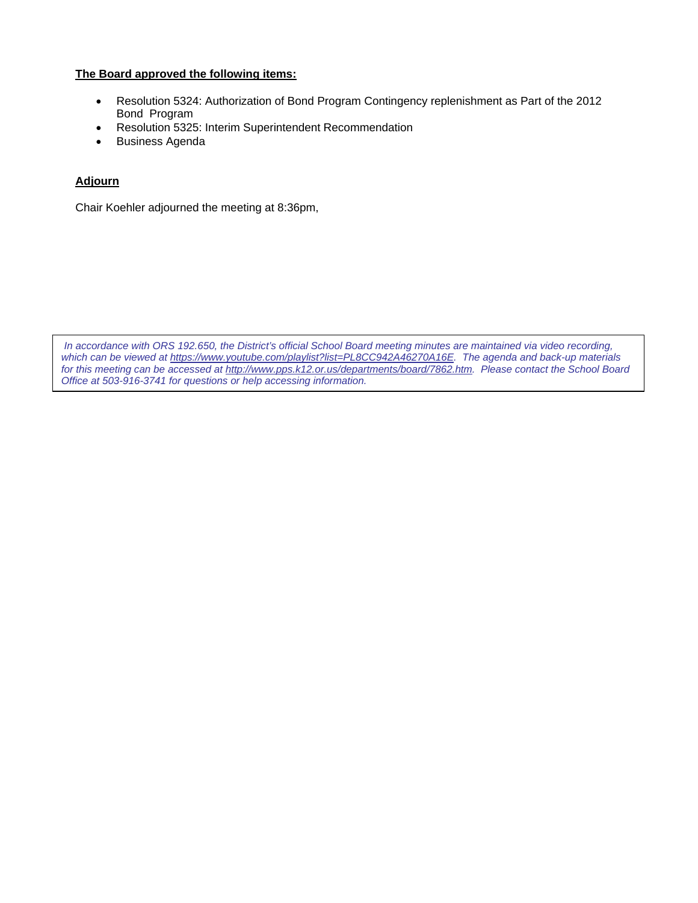**The Board approved the following items:**

- Resolution 5324: Authorization of Bond Program Contingency replenishment as Part of the 2012 Bond Program
- Resolution 5325: Interim Superintendent Recommendation
- Business Agenda

**Adjourn**

Chair Koehler adjourned the meeting at 8:36pm,

*In accordance with ORS 192.650, the District's official School Board meeting minutes are maintained via video recording, which can be viewed at https://www.youtube.com/playlist?list=PL8CC942A46270A16E. The agenda and back-up materials for this meeting can be accessed at http://www.pps.k12.or.us/departments/board/7862.htm. Please contact the School Board Office at 503-916-3741 for questions or help accessing information.*